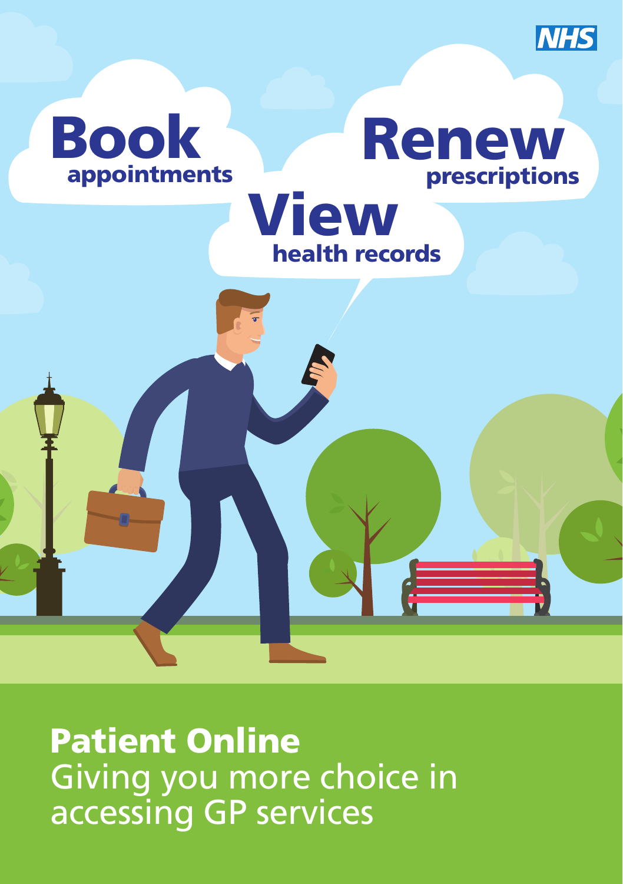NHS

**Book** appointments

**Renew** prescriptions

**View** health records

# Patient Online

Giving you more choice in accessing GP services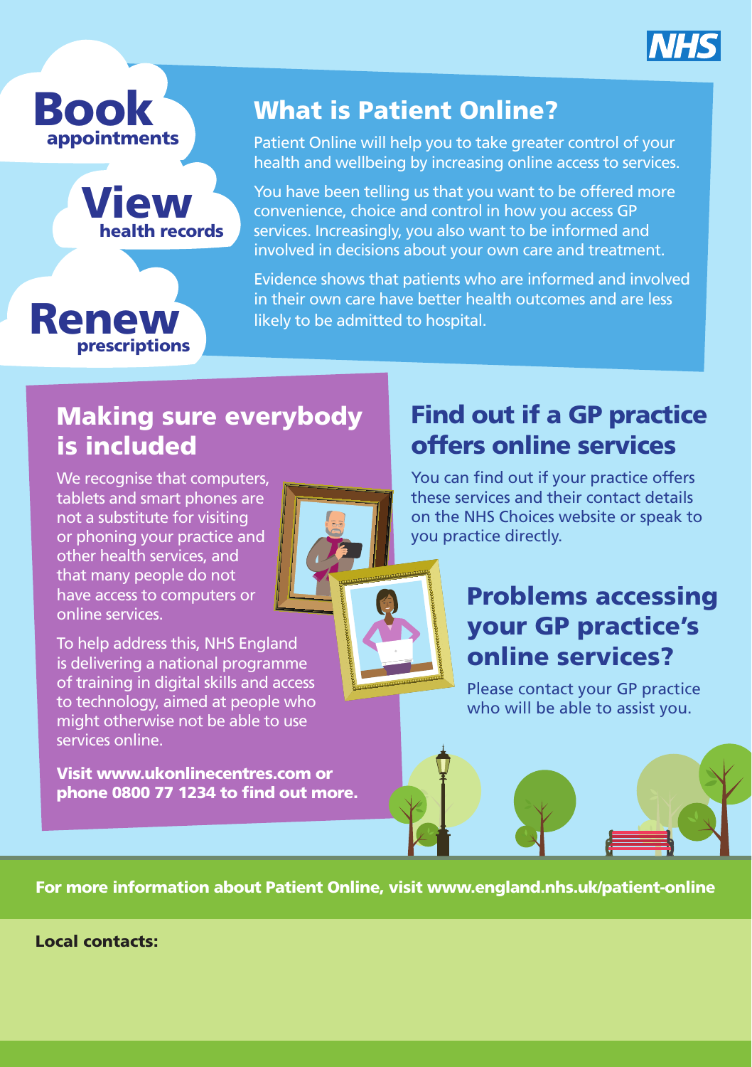**Book** appointments

**View** health records

**Renew** prescriptions

## What is Patient Online?

Patient Online will help you to take greater control of your health and wellbeing by increasing online access to services.

You have been telling us that you want to be offered more convenience, choice and control in how you access GP services. Increasingly, you also want to be informed and involved in decisions about your own care and treatment.

Evidence shows that patients who are informed and involved in their own care have better health outcomes and are less likely to be admitted to hospital.

## Making sure everybody is included

We recognise that computers, tablets and smart phones are not a substitute for visiting or phoning your practice and other health services, and that many people do not have access to computers or online services.

To help address this, NHS England is delivering a national programme of training in digital skills and access to technology, aimed at people who might otherwise not be able to use services online.

**Visit www.ukonlinecentres.com or phone 0800 77 1234 to find out more.**

## Find out if a GP practice offers online services

You can find out if your practice offers these services and their contact details on the NHS Choices website or speak to you practice directly.

## Problems accessing your GP practice's online services?

Please contact your GP practice who will be able to assist you.

**For more information about Patient Online, visit www.england.nhs.uk/patient-online**

**Local contacts:**